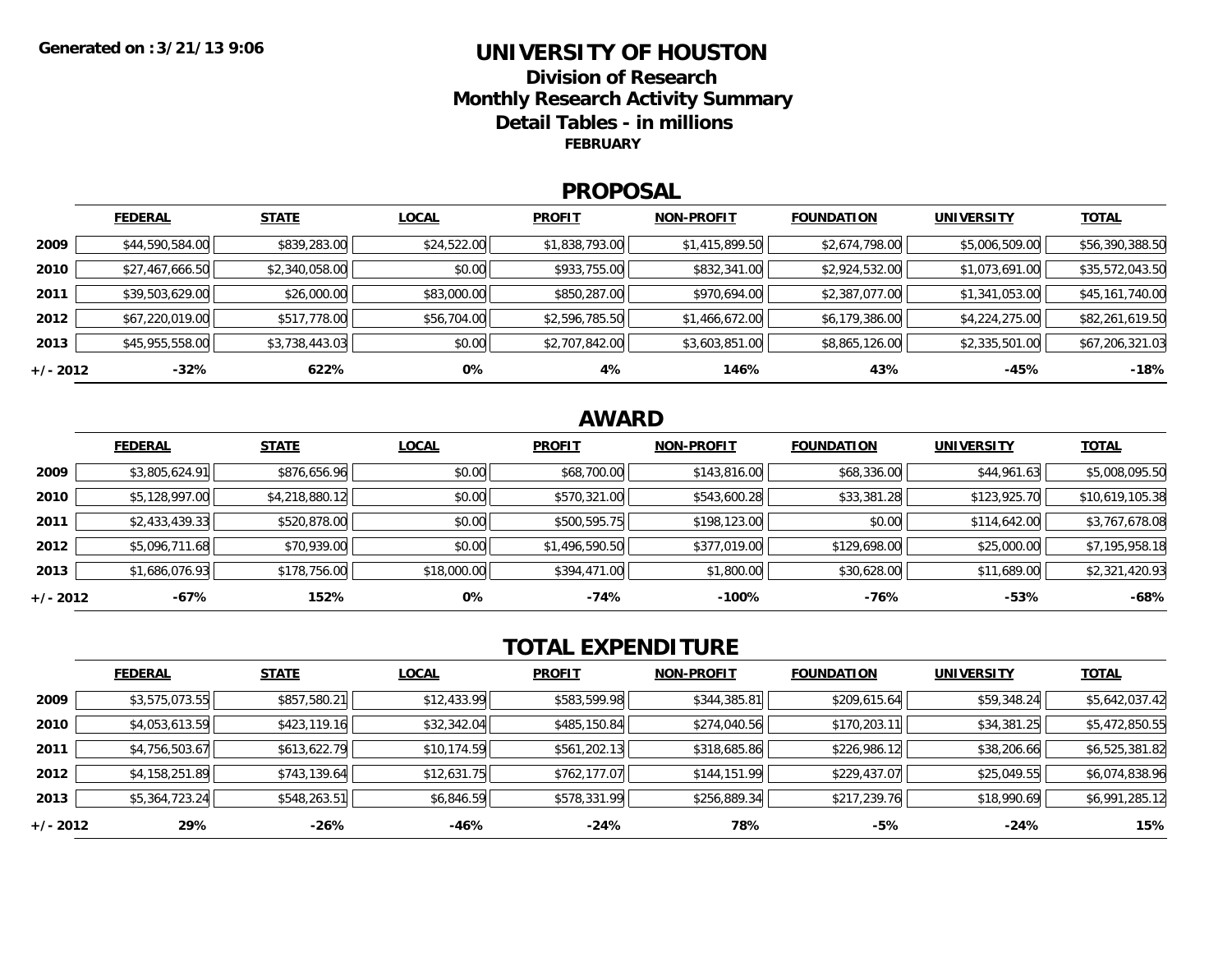**Generated on :3/21/13 9:06**

# UNIVERSITY OF HOUSTON

## Division of Research
## Monthly Research Activity Summary
## Detail Tables - in millions

**FEBRUARY**

## PROPOSAL

| | FEDERAL | STATE | LOCAL | PROFIT | NON-PROFIT | FOUNDATION | UNIVERSITY | TOTAL |
|---|---|---|---|---|---|---|---|---|
| **2009** | $44,590,584.00 | $839,283.00 | $24,522.00 | $1,838,793.00 | $1,415,899.50 | $2,674,798.00 | $5,006,509.00 | $56,390,388.50 |
| **2010** | $27,467,666.50 | $2,340,058.00 | $0.00 | $933,755.00 | $832,341.00 | $2,924,532.00 | $1,073,691.00 | $35,572,043.50 |
| **2011** | $39,503,629.00 | $26,000.00 | $83,000.00 | $850,287.00 | $970,694.00 | $2,387,077.00 | $1,341,053.00 | $45,161,740.00 |
| **2012** | $67,220,019.00 | $517,778.00 | $56,704.00 | $2,596,785.50 | $1,466,672.00 | $6,179,386.00 | $4,224,275.00 | $82,261,619.50 |
| **2013** | $45,955,558.00 | $3,738,443.03 | $0.00 | $2,707,842.00 | $3,603,851.00 | $8,865,126.00 | $2,335,501.00 | $67,206,321.03 |
| **+/- 2012** | **-32%** | **622%** | **0%** | **4%** | **146%** | **43%** | **-45%** | **-18%** |

## AWARD

| | FEDERAL | STATE | LOCAL | PROFIT | NON-PROFIT | FOUNDATION | UNIVERSITY | TOTAL |
|---|---|---|---|---|---|---|---|---|
| **2009** | $3,805,624.91 | $876,656.96 | $0.00 | $68,700.00 | $143,816.00 | $68,336.00 | $44,961.63 | $5,008,095.50 |
| **2010** | $5,128,997.00 | $4,218,880.12 | $0.00 | $570,321.00 | $543,600.28 | $33,381.28 | $123,925.70 | $10,619,105.38 |
| **2011** | $2,433,439.33 | $520,878.00 | $0.00 | $500,595.75 | $198,123.00 | $0.00 | $114,642.00 | $3,767,678.08 |
| **2012** | $5,096,711.68 | $70,939.00 | $0.00 | $1,496,590.50 | $377,019.00 | $129,698.00 | $25,000.00 | $7,195,958.18 |
| **2013** | $1,686,076.93 | $178,756.00 | $18,000.00 | $394,471.00 | $1,800.00 | $30,628.00 | $11,689.00 | $2,321,420.93 |
| **+/- 2012** | **-67%** | **152%** | **0%** | **-74%** | **-100%** | **-76%** | **-53%** | **-68%** |

## TOTAL EXPENDITURE

| | FEDERAL | STATE | LOCAL | PROFIT | NON-PROFIT | FOUNDATION | UNIVERSITY | TOTAL |
|---|---|---|---|---|---|---|---|---|
| **2009** | $3,575,073.55 | $857,580.21 | $12,433.99 | $583,599.98 | $344,385.81 | $209,615.64 | $59,348.24 | $5,642,037.42 |
| **2010** | $4,053,613.59 | $423,119.16 | $32,342.04 | $485,150.84 | $274,040.56 | $170,203.11 | $34,381.25 | $5,472,850.55 |
| **2011** | $4,756,503.67 | $613,622.79 | $10,174.59 | $561,202.13 | $318,685.86 | $226,986.12 | $38,206.66 | $6,525,381.82 |
| **2012** | $4,158,251.89 | $743,139.64 | $12,631.75 | $762,177.07 | $144,151.99 | $229,437.07 | $25,049.55 | $6,074,838.96 |
| **2013** | $5,364,723.24 | $548,263.51 | $6,846.59 | $578,331.99 | $256,889.34 | $217,239.76 | $18,990.69 | $6,991,285.12 |
| **+/- 2012** | **29%** | **-26%** | **-46%** | **-24%** | **78%** | **-5%** | **-24%** | **15%** |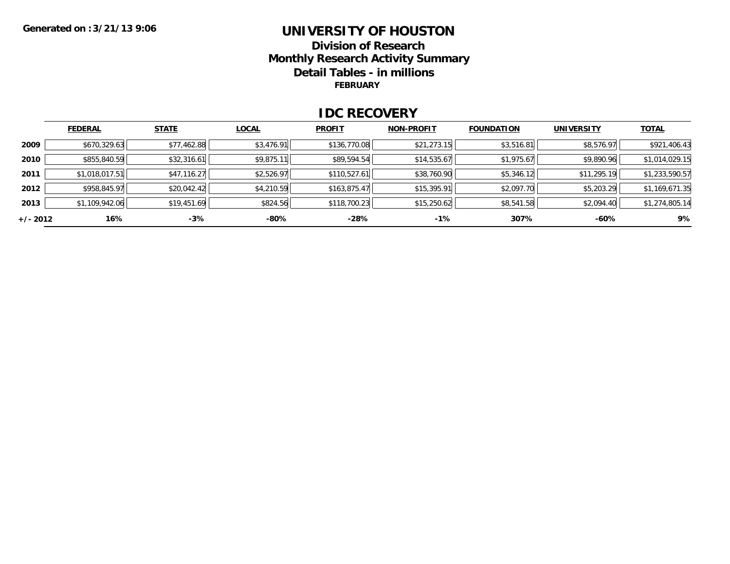Generated on :3/21/13 9:06

# UNIVERSITY OF HOUSTON

## Division of Research
## Monthly Research Activity Summary
## Detail Tables - in millions

**FEBRUARY**

## IDC RECOVERY

| | FEDERAL | STATE | LOCAL | PROFIT | NON-PROFIT | FOUNDATION | UNIVERSITY | TOTAL |
|---|---|---|---|---|---|---|---|---|
| **2009** | $670,329.63 | $77,462.88 | $3,476.91 | $136,770.08 | $21,273.15 | $3,516.81 | $8,576.97 | $921,406.43 |
| **2010** | $855,840.59 | $32,316.61 | $9,875.11 | $89,594.54 | $14,535.67 | $1,975.67 | $9,890.96 | $1,014,029.15 |
| **2011** | $1,018,017.51 | $47,116.27 | $2,526.97 | $110,527.61 | $38,760.90 | $5,346.12 | $11,295.19 | $1,233,590.57 |
| **2012** | $958,845.97 | $20,042.42 | $4,210.59 | $163,875.47 | $15,395.91 | $2,097.70 | $5,203.29 | $1,169,671.35 |
| **2013** | $1,109,942.06 | $19,451.69 | $824.56 | $118,700.23 | $15,250.62 | $8,541.58 | $2,094.40 | $1,274,805.14 |
| **+/- 2012** | **16%** | **-3%** | **-80%** | **-28%** | **-1%** | **307%** | **-60%** | **9%** |